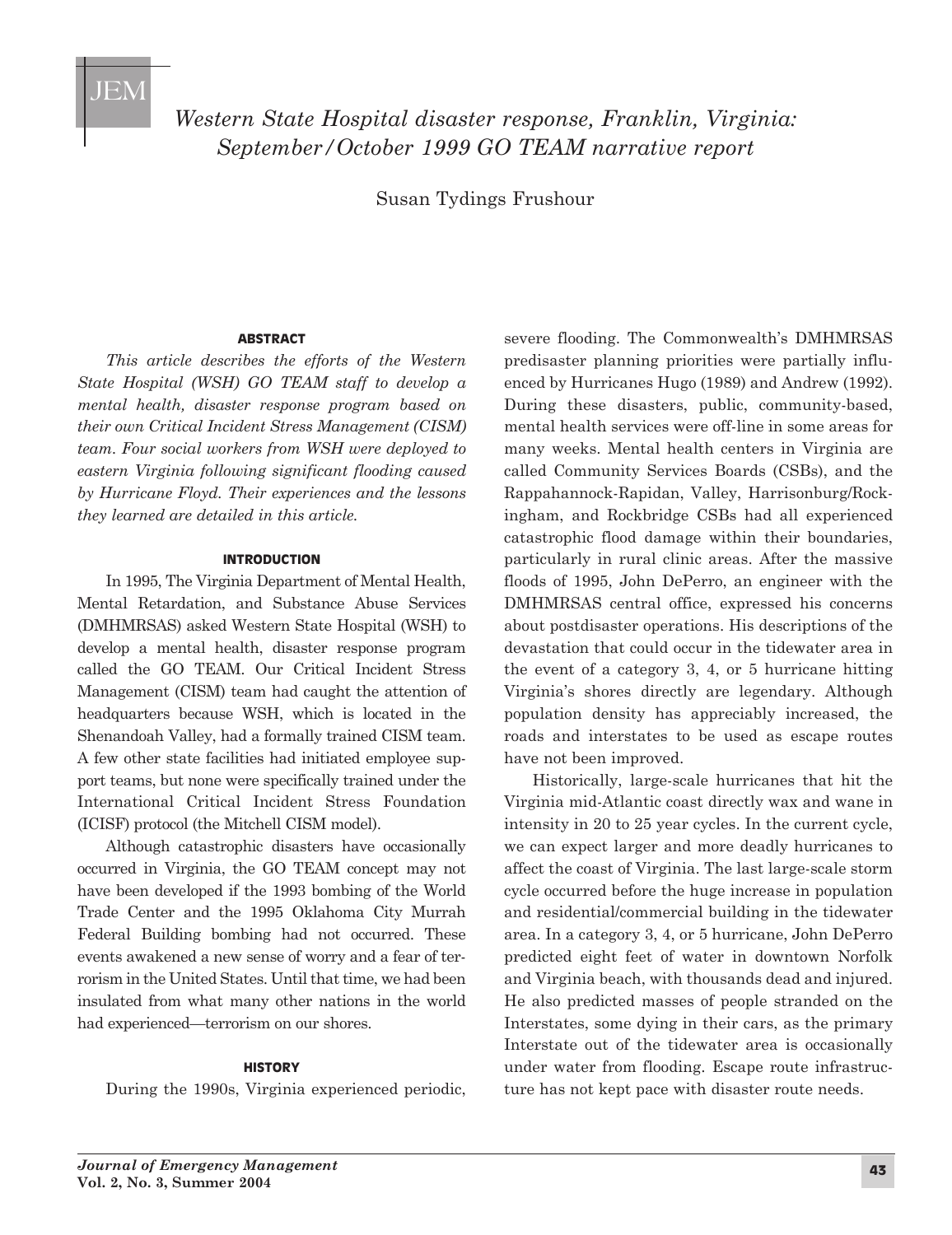# Western State Hospital disaster response, Franklin, Virginia: September/October 1999 GO TEAM narrative report

Susan Tydings Frushour

## ABSTRACT

*This article describes the efforts of the Western State Hospital (WSH) GO TEAM staff to develop a mental health, disaster response program based on their own Critical Incident Stress Management (CISM) team. Four social workers from WSH were deployed to eastern Virginia following significant flooding caused by Hurricane Floyd. Their experiences and the lessons they learned are detailed in this article.*

## INTRODUCTION

In 1995, The Virginia Department of Mental Health, Mental Retardation, and Substance Abuse Services (DMHMRSAS) asked Western State Hospital (WSH) to develop a mental health, disaster response program called the GO TEAM. Our Critical Incident Stress Management (CISM) team had caught the attention of headquarters because WSH, which is located in the Shenandoah Valley, had a formally trained CISM team. A few other state facilities had initiated employee support teams, but none were specifically trained under the International Critical Incident Stress Foundation (ICISF) protocol (the Mitchell CISM model).

Although catastrophic disasters have occasionally occurred in Virginia, the GO TEAM concept may not have been developed if the 1993 bombing of the World Trade Center and the 1995 Oklahoma City Murrah Federal Building bombing had not occurred. These events awakened a new sense of worry and a fear of terrorism in the United States. Until that time, we had been insulated from what many other nations in the world had experienced—terrorism on our shores.

## HISTORY

During the 1990s, Virginia experienced periodic, severe flooding. The Commonwealth's DMHMRSAS predisaster planning priorities were partially influenced by Hurricanes Hugo (1989) and Andrew (1992). During these disasters, public, community-based, mental health services were off-line in some areas for many weeks. Mental health centers in Virginia are called Community Services Boards (CSBs), and the Rappahannock-Rapidan, Valley, Harrisonburg/Rockingham, and Rockbridge CSBs had all experienced catastrophic flood damage within their boundaries, particularly in rural clinic areas. After the massive floods of 1995, John DePerro, an engineer with the DMHMRSAS central office, expressed his concerns about postdisaster operations. His descriptions of the devastation that could occur in the tidewater area in the event of a category 3, 4, or 5 hurricane hitting Virginia's shores directly are legendary. Although population density has appreciably increased, the roads and interstates to be used as escape routes have not been improved.

Historically, large-scale hurricanes that hit the Virginia mid-Atlantic coast directly wax and wane in intensity in 20 to 25 year cycles. In the current cycle, we can expect larger and more deadly hurricanes to affect the coast of Virginia. The last large-scale storm cycle occurred before the huge increase in population and residential/commercial building in the tidewater area. In a category 3, 4, or 5 hurricane, John DePerro predicted eight feet of water in downtown Norfolk and Virginia beach, with thousands dead and injured. He also predicted masses of people stranded on the Interstates, some dying in their cars, as the primary Interstate out of the tidewater area is occasionally under water from flooding. Escape route infrastructure has not kept pace with disaster route needs.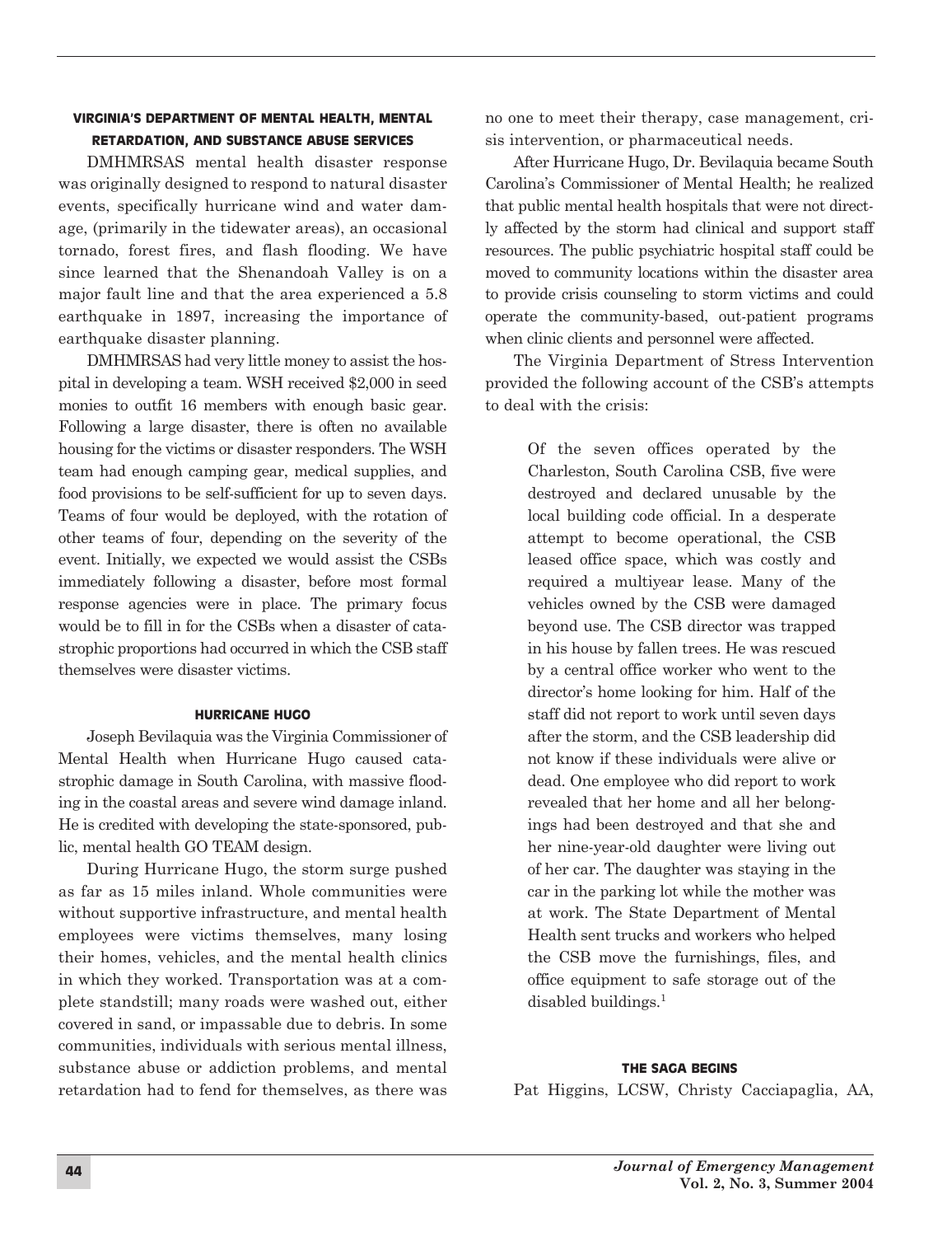### VIRGINIA'S DEPARTMENT OF MENTAL HEALTH, MENTAL RETARDATION, AND SUBSTANCE ABUSE SERVICES

DMHMRSAS mental health disaster response was originally designed to respond to natural disaster events, specifically hurricane wind and water damage, (primarily in the tidewater areas), an occasional tornado, forest fires, and flash flooding. We have since learned that the Shenandoah Valley is on a major fault line and that the area experienced a 5.8 earthquake in 1897, increasing the importance of earthquake disaster planning.

DMHMRSAS had very little money to assist the hospital in developing a team. WSH received $2,000 in seed monies to outfit 16 members with enough basic gear. Following a large disaster, there is often no available housing for the victims or disaster responders. The WSH team had enough camping gear, medical supplies, and food provisions to be self-sufficient for up to seven days. Teams of four would be deployed, with the rotation of other teams of four, depending on the severity of the event. Initially, we expected we would assist the CSBs immediately following a disaster, before most formal response agencies were in place. The primary focus would be to fill in for the CSBs when a disaster of catastrophic proportions had occurred in which the CSB staff themselves were disaster victims.

### HURRICANE HUGO

Joseph Bevilaquia was the Virginia Commissioner of Mental Health when Hurricane Hugo caused catastrophic damage in South Carolina, with massive flooding in the coastal areas and severe wind damage inland. He is credited with developing the state-sponsored, public, mental health GO TEAM design.

During Hurricane Hugo, the storm surge pushed as far as 15 miles inland. Whole communities were without supportive infrastructure, and mental health employees were victims themselves, many losing their homes, vehicles, and the mental health clinics in which they worked. Transportation was at a complete standstill; many roads were washed out, either covered in sand, or impassable due to debris. In some communities, individuals with serious mental illness, substance abuse or addiction problems, and mental retardation had to fend for themselves, as there was no one to meet their therapy, case management, crisis intervention, or pharmaceutical needs.

After Hurricane Hugo, Dr. Bevilaquia became South Carolina's Commissioner of Mental Health; he realized that public mental health hospitals that were not directly affected by the storm had clinical and support staff resources. The public psychiatric hospital staff could be moved to community locations within the disaster area to provide crisis counseling to storm victims and could operate the community-based, out-patient programs when clinic clients and personnel were affected.

The Virginia Department of Stress Intervention provided the following account of the CSB's attempts to deal with the crisis:

> Of the seven offices operated by the Charleston, South Carolina CSB, five were destroyed and declared unusable by the local building code official. In a desperate attempt to become operational, the CSB leased office space, which was costly and required a multiyear lease. Many of the vehicles owned by the CSB were damaged beyond use. The CSB director was trapped in his house by fallen trees. He was rescued by a central office worker who went to the director's home looking for him. Half of the staff did not report to work until seven days after the storm, and the CSB leadership did not know if these individuals were alive or dead. One employee who did report to work revealed that her home and all her belongings had been destroyed and that she and her nine-year-old daughter were living out of her car. The daughter was staying in the car in the parking lot while the mother was at work. The State Department of Mental Health sent trucks and workers who helped the CSB move the furnishings, files, and office equipment to safe storage out of the disabled buildings.[1]

### THE SAGA BEGINS

Pat Higgins, LCSW, Christy Cacciapaglia, AA,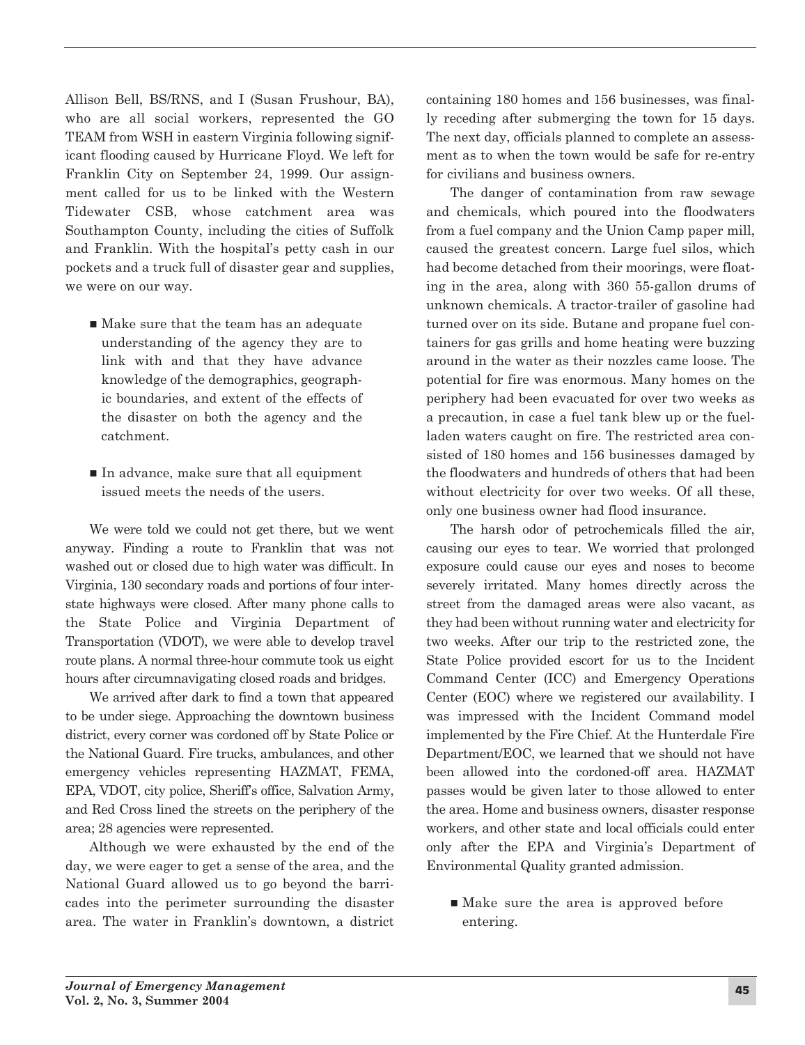Allison Bell, BS/RNS, and I (Susan Frushour, BA), who are all social workers, represented the GO TEAM from WSH in eastern Virginia following significant flooding caused by Hurricane Floyd. We left for Franklin City on September 24, 1999. Our assignment called for us to be linked with the Western Tidewater CSB, whose catchment area was Southampton County, including the cities of Suffolk and Franklin. With the hospital's petty cash in our pockets and a truck full of disaster gear and supplies, we were on our way.

- Make sure that the team has an adequate understanding of the agency they are to link with and that they have advance knowledge of the demographics, geographic boundaries, and extent of the effects of the disaster on both the agency and the catchment.

- In advance, make sure that all equipment issued meets the needs of the users.

We were told we could not get there, but we went anyway. Finding a route to Franklin that was not washed out or closed due to high water was difficult. In Virginia, 130 secondary roads and portions of four interstate highways were closed. After many phone calls to the State Police and Virginia Department of Transportation (VDOT), we were able to develop travel route plans. A normal three-hour commute took us eight hours after circumnavigating closed roads and bridges.

We arrived after dark to find a town that appeared to be under siege. Approaching the downtown business district, every corner was cordoned off by State Police or the National Guard. Fire trucks, ambulances, and other emergency vehicles representing HAZMAT, FEMA, EPA, VDOT, city police, Sheriff's office, Salvation Army, and Red Cross lined the streets on the periphery of the area; 28 agencies were represented.

Although we were exhausted by the end of the day, we were eager to get a sense of the area, and the National Guard allowed us to go beyond the barricades into the perimeter surrounding the disaster area. The water in Franklin's downtown, a district containing 180 homes and 156 businesses, was finally receding after submerging the town for 15 days. The next day, officials planned to complete an assessment as to when the town would be safe for re-entry for civilians and business owners.

The danger of contamination from raw sewage and chemicals, which poured into the floodwaters from a fuel company and the Union Camp paper mill, caused the greatest concern. Large fuel silos, which had become detached from their moorings, were floating in the area, along with 360 55-gallon drums of unknown chemicals. A tractor-trailer of gasoline had turned over on its side. Butane and propane fuel containers for gas grills and home heating were buzzing around in the water as their nozzles came loose. The potential for fire was enormous. Many homes on the periphery had been evacuated for over two weeks as a precaution, in case a fuel tank blew up or the fuel-laden waters caught on fire. The restricted area consisted of 180 homes and 156 businesses damaged by the floodwaters and hundreds of others that had been without electricity for over two weeks. Of all these, only one business owner had flood insurance.

The harsh odor of petrochemicals filled the air, causing our eyes to tear. We worried that prolonged exposure could cause our eyes and noses to become severely irritated. Many homes directly across the street from the damaged areas were also vacant, as they had been without running water and electricity for two weeks. After our trip to the restricted zone, the State Police provided escort for us to the Incident Command Center (ICC) and Emergency Operations Center (EOC) where we registered our availability. I was impressed with the Incident Command model implemented by the Fire Chief. At the Hunterdale Fire Department/EOC, we learned that we should not have been allowed into the cordoned-off area. HAZMAT passes would be given later to those allowed to enter the area. Home and business owners, disaster response workers, and other state and local officials could enter only after the EPA and Virginia's Department of Environmental Quality granted admission.

- Make sure the area is approved before entering.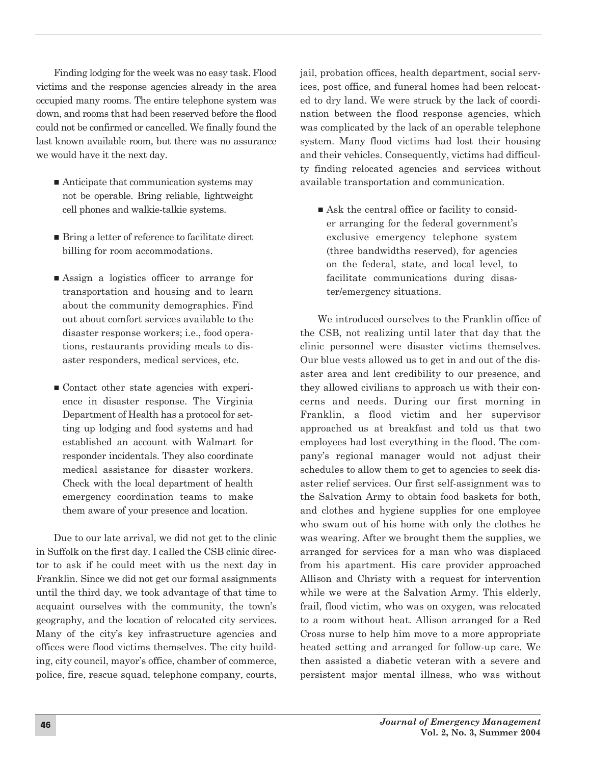Finding lodging for the week was no easy task. Flood victims and the response agencies already in the area occupied many rooms. The entire telephone system was down, and rooms that had been reserved before the flood could not be confirmed or cancelled. We finally found the last known available room, but there was no assurance we would have it the next day.

- Anticipate that communication systems may not be operable. Bring reliable, lightweight cell phones and walkie-talkie systems.
- Bring a letter of reference to facilitate direct billing for room accommodations.
- Assign a logistics officer to arrange for transportation and housing and to learn about the community demographics. Find out about comfort services available to the disaster response workers; i.e., food operations, restaurants providing meals to disaster responders, medical services, etc.
- Contact other state agencies with experience in disaster response. The Virginia Department of Health has a protocol for setting up lodging and food systems and had established an account with Walmart for responder incidentals. They also coordinate medical assistance for disaster workers. Check with the local department of health emergency coordination teams to make them aware of your presence and location.

Due to our late arrival, we did not get to the clinic in Suffolk on the first day. I called the CSB clinic director to ask if he could meet with us the next day in Franklin. Since we did not get our formal assignments until the third day, we took advantage of that time to acquaint ourselves with the community, the town's geography, and the location of relocated city services. Many of the city's key infrastructure agencies and offices were flood victims themselves. The city building, city council, mayor's office, chamber of commerce, police, fire, rescue squad, telephone company, courts, jail, probation offices, health department, social services, post office, and funeral homes had been relocated to dry land. We were struck by the lack of coordination between the flood response agencies, which was complicated by the lack of an operable telephone system. Many flood victims had lost their housing and their vehicles. Consequently, victims had difficulty finding relocated agencies and services without available transportation and communication.

- Ask the central office or facility to consider arranging for the federal government's exclusive emergency telephone system (three bandwidths reserved), for agencies on the federal, state, and local level, to facilitate communications during disaster/emergency situations.

We introduced ourselves to the Franklin office of the CSB, not realizing until later that day that the clinic personnel were disaster victims themselves. Our blue vests allowed us to get in and out of the disaster area and lent credibility to our presence, and they allowed civilians to approach us with their concerns and needs. During our first morning in Franklin, a flood victim and her supervisor approached us at breakfast and told us that two employees had lost everything in the flood. The company's regional manager would not adjust their schedules to allow them to get to agencies to seek disaster relief services. Our first self-assignment was to the Salvation Army to obtain food baskets for both, and clothes and hygiene supplies for one employee who swam out of his home with only the clothes he was wearing. After we brought them the supplies, we arranged for services for a man who was displaced from his apartment. His care provider approached Allison and Christy with a request for intervention while we were at the Salvation Army. This elderly, frail, flood victim, who was on oxygen, was relocated to a room without heat. Allison arranged for a Red Cross nurse to help him move to a more appropriate heated setting and arranged for follow-up care. We then assisted a diabetic veteran with a severe and persistent major mental illness, who was without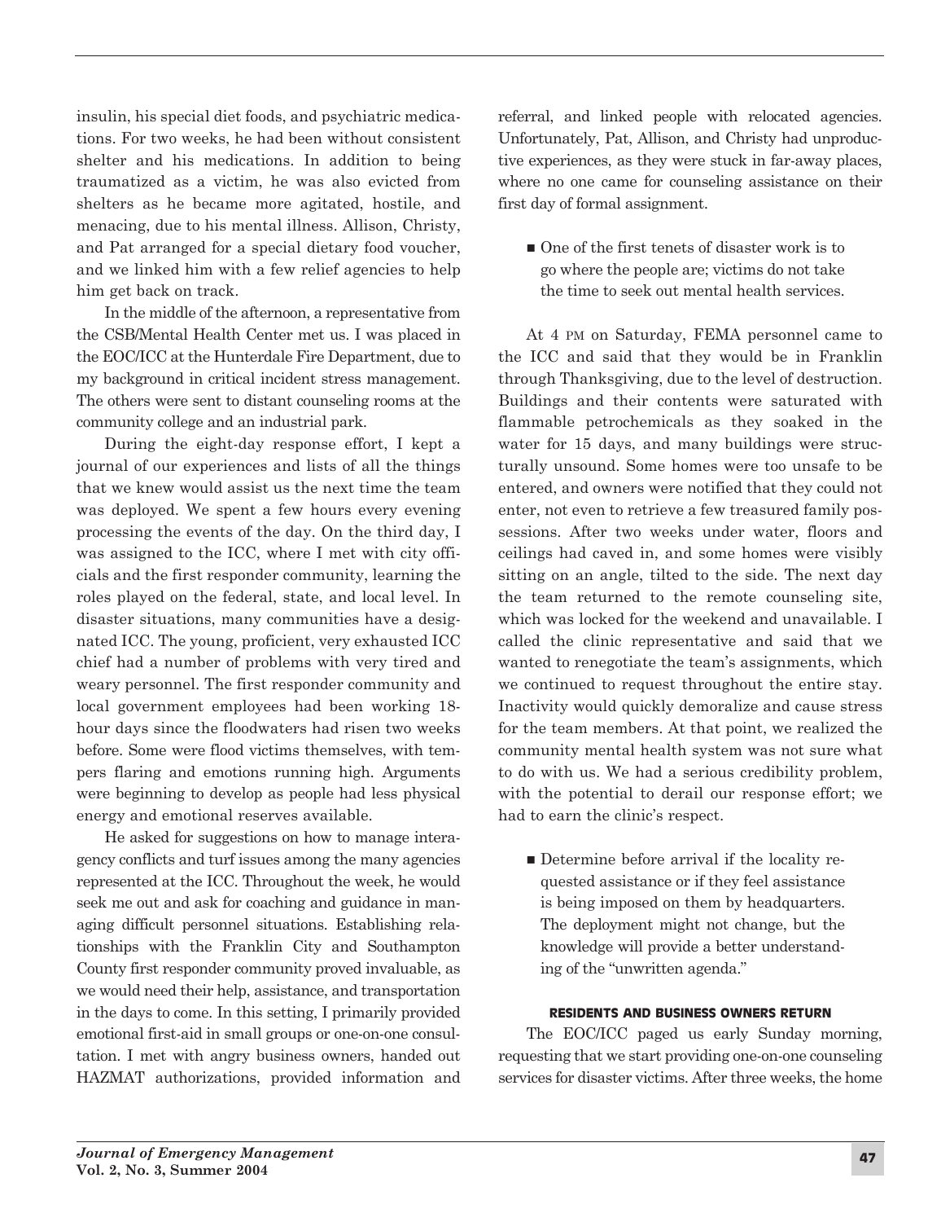insulin, his special diet foods, and psychiatric medications. For two weeks, he had been without consistent shelter and his medications. In addition to being traumatized as a victim, he was also evicted from shelters as he became more agitated, hostile, and menacing, due to his mental illness. Allison, Christy, and Pat arranged for a special dietary food voucher, and we linked him with a few relief agencies to help him get back on track.

In the middle of the afternoon, a representative from the CSB/Mental Health Center met us. I was placed in the EOC/ICC at the Hunterdale Fire Department, due to my background in critical incident stress management. The others were sent to distant counseling rooms at the community college and an industrial park.

During the eight-day response effort, I kept a journal of our experiences and lists of all the things that we knew would assist us the next time the team was deployed. We spent a few hours every evening processing the events of the day. On the third day, I was assigned to the ICC, where I met with city officials and the first responder community, learning the roles played on the federal, state, and local level. In disaster situations, many communities have a designated ICC. The young, proficient, very exhausted ICC chief had a number of problems with very tired and weary personnel. The first responder community and local government employees had been working 18-hour days since the floodwaters had risen two weeks before. Some were flood victims themselves, with tempers flaring and emotions running high. Arguments were beginning to develop as people had less physical energy and emotional reserves available.

He asked for suggestions on how to manage interagency conflicts and turf issues among the many agencies represented at the ICC. Throughout the week, he would seek me out and ask for coaching and guidance in managing difficult personnel situations. Establishing relationships with the Franklin City and Southampton County first responder community proved invaluable, as we would need their help, assistance, and transportation in the days to come. In this setting, I primarily provided emotional first-aid in small groups or one-on-one consultation. I met with angry business owners, handed out HAZMAT authorizations, provided information and referral, and linked people with relocated agencies. Unfortunately, Pat, Allison, and Christy had unproductive experiences, as they were stuck in far-away places, where no one came for counseling assistance on their first day of formal assignment.

- One of the first tenets of disaster work is to go where the people are; victims do not take the time to seek out mental health services.

At 4 PM on Saturday, FEMA personnel came to the ICC and said that they would be in Franklin through Thanksgiving, due to the level of destruction. Buildings and their contents were saturated with flammable petrochemicals as they soaked in the water for 15 days, and many buildings were structurally unsound. Some homes were too unsafe to be entered, and owners were notified that they could not enter, not even to retrieve a few treasured family possessions. After two weeks under water, floors and ceilings had caved in, and some homes were visibly sitting on an angle, tilted to the side. The next day the team returned to the remote counseling site, which was locked for the weekend and unavailable. I called the clinic representative and said that we wanted to renegotiate the team's assignments, which we continued to request throughout the entire stay. Inactivity would quickly demoralize and cause stress for the team members. At that point, we realized the community mental health system was not sure what to do with us. We had a serious credibility problem, with the potential to derail our response effort; we had to earn the clinic's respect.

- Determine before arrival if the locality requested assistance or if they feel assistance is being imposed on them by headquarters. The deployment might not change, but the knowledge will provide a better understanding of the "unwritten agenda."

#### RESIDENTS AND BUSINESS OWNERS RETURN

The EOC/ICC paged us early Sunday morning, requesting that we start providing one-on-one counseling services for disaster victims. After three weeks, the home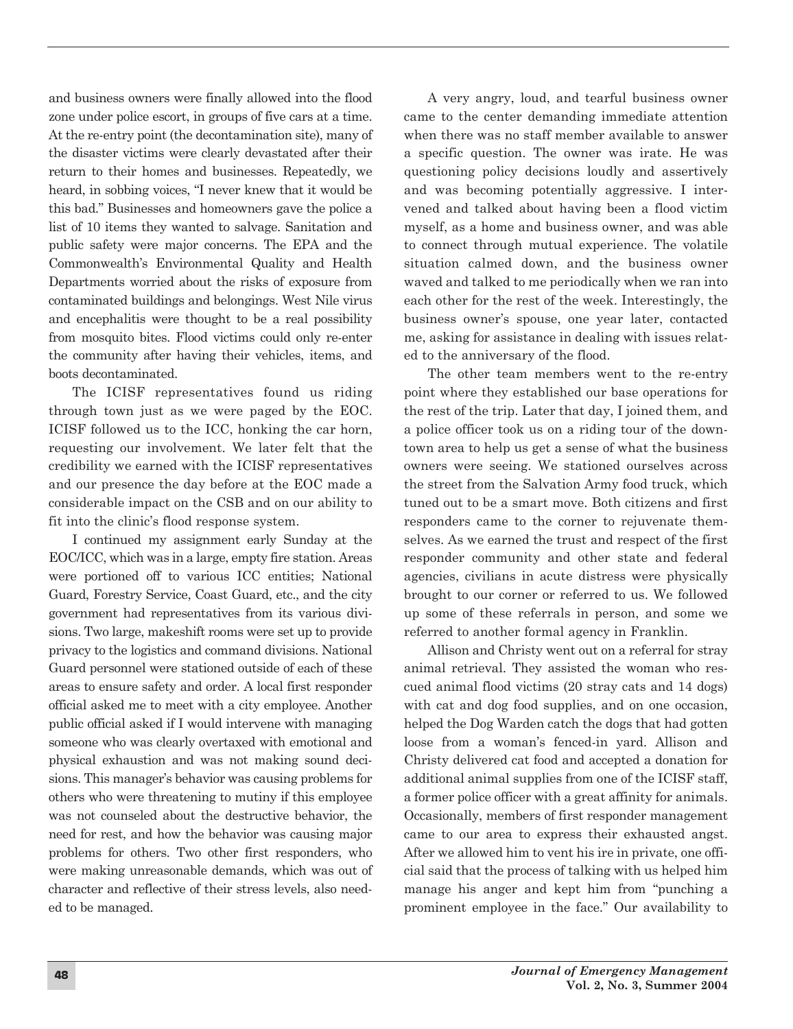and business owners were finally allowed into the flood zone under police escort, in groups of five cars at a time. At the re-entry point (the decontamination site), many of the disaster victims were clearly devastated after their return to their homes and businesses. Repeatedly, we heard, in sobbing voices, "I never knew that it would be this bad." Businesses and homeowners gave the police a list of 10 items they wanted to salvage. Sanitation and public safety were major concerns. The EPA and the Commonwealth's Environmental Quality and Health Departments worried about the risks of exposure from contaminated buildings and belongings. West Nile virus and encephalitis were thought to be a real possibility from mosquito bites. Flood victims could only re-enter the community after having their vehicles, items, and boots decontaminated.

The ICISF representatives found us riding through town just as we were paged by the EOC. ICISF followed us to the ICC, honking the car horn, requesting our involvement. We later felt that the credibility we earned with the ICISF representatives and our presence the day before at the EOC made a considerable impact on the CSB and on our ability to fit into the clinic's flood response system.

I continued my assignment early Sunday at the EOC/ICC, which was in a large, empty fire station. Areas were portioned off to various ICC entities; National Guard, Forestry Service, Coast Guard, etc., and the city government had representatives from its various divisions. Two large, makeshift rooms were set up to provide privacy to the logistics and command divisions. National Guard personnel were stationed outside of each of these areas to ensure safety and order. A local first responder official asked me to meet with a city employee. Another public official asked if I would intervene with managing someone who was clearly overtaxed with emotional and physical exhaustion and was not making sound decisions. This manager's behavior was causing problems for others who were threatening to mutiny if this employee was not counseled about the destructive behavior, the need for rest, and how the behavior was causing major problems for others. Two other first responders, who were making unreasonable demands, which was out of character and reflective of their stress levels, also needed to be managed.

A very angry, loud, and tearful business owner came to the center demanding immediate attention when there was no staff member available to answer a specific question. The owner was irate. He was questioning policy decisions loudly and assertively and was becoming potentially aggressive. I intervened and talked about having been a flood victim myself, as a home and business owner, and was able to connect through mutual experience. The volatile situation calmed down, and the business owner waved and talked to me periodically when we ran into each other for the rest of the week. Interestingly, the business owner's spouse, one year later, contacted me, asking for assistance in dealing with issues related to the anniversary of the flood.

The other team members went to the re-entry point where they established our base operations for the rest of the trip. Later that day, I joined them, and a police officer took us on a riding tour of the downtown area to help us get a sense of what the business owners were seeing. We stationed ourselves across the street from the Salvation Army food truck, which tuned out to be a smart move. Both citizens and first responders came to the corner to rejuvenate themselves. As we earned the trust and respect of the first responder community and other state and federal agencies, civilians in acute distress were physically brought to our corner or referred to us. We followed up some of these referrals in person, and some we referred to another formal agency in Franklin.

Allison and Christy went out on a referral for stray animal retrieval. They assisted the woman who rescued animal flood victims (20 stray cats and 14 dogs) with cat and dog food supplies, and on one occasion, helped the Dog Warden catch the dogs that had gotten loose from a woman's fenced-in yard. Allison and Christy delivered cat food and accepted a donation for additional animal supplies from one of the ICISF staff, a former police officer with a great affinity for animals. Occasionally, members of first responder management came to our area to express their exhausted angst. After we allowed him to vent his ire in private, one official said that the process of talking with us helped him manage his anger and kept him from "punching a prominent employee in the face." Our availability to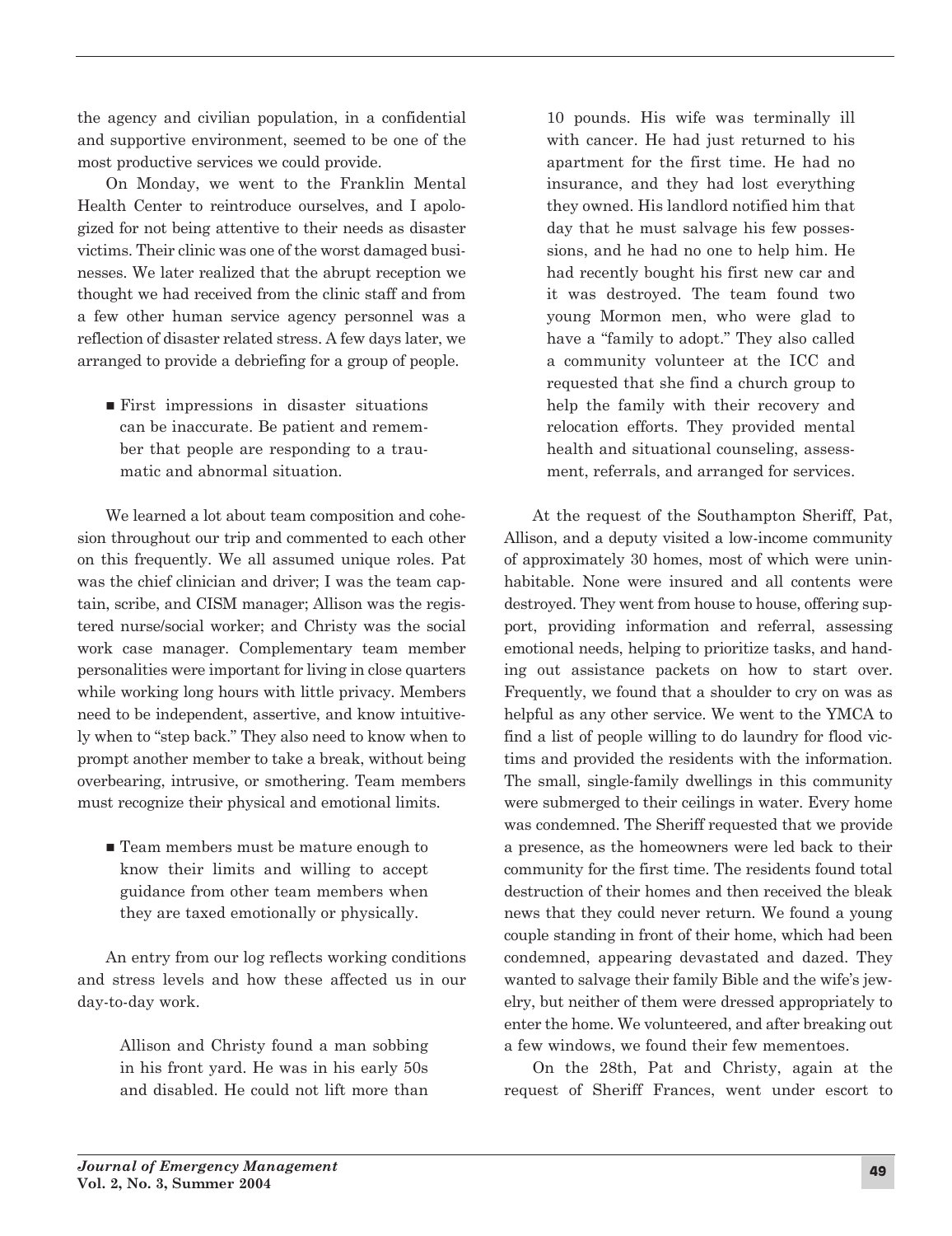the agency and civilian population, in a confidential and supportive environment, seemed to be one of the most productive services we could provide.

On Monday, we went to the Franklin Mental Health Center to reintroduce ourselves, and I apologized for not being attentive to their needs as disaster victims. Their clinic was one of the worst damaged businesses. We later realized that the abrupt reception we thought we had received from the clinic staff and from a few other human service agency personnel was a reflection of disaster related stress. A few days later, we arranged to provide a debriefing for a group of people.

- First impressions in disaster situations can be inaccurate. Be patient and remember that people are responding to a traumatic and abnormal situation.

We learned a lot about team composition and cohesion throughout our trip and commented to each other on this frequently. We all assumed unique roles. Pat was the chief clinician and driver; I was the team captain, scribe, and CISM manager; Allison was the registered nurse/social worker; and Christy was the social work case manager. Complementary team member personalities were important for living in close quarters while working long hours with little privacy. Members need to be independent, assertive, and know intuitively when to "step back." They also need to know when to prompt another member to take a break, without being overbearing, intrusive, or smothering. Team members must recognize their physical and emotional limits.

- Team members must be mature enough to know their limits and willing to accept guidance from other team members when they are taxed emotionally or physically.

An entry from our log reflects working conditions and stress levels and how these affected us in our day-to-day work.

> Allison and Christy found a man sobbing in his front yard. He was in his early 50s and disabled. He could not lift more than 10 pounds. His wife was terminally ill with cancer. He had just returned to his apartment for the first time. He had no insurance, and they had lost everything they owned. His landlord notified him that day that he must salvage his few possessions, and he had no one to help him. He had recently bought his first new car and it was destroyed. The team found two young Mormon men, who were glad to have a "family to adopt." They also called a community volunteer at the ICC and requested that she find a church group to help the family with their recovery and relocation efforts. They provided mental health and situational counseling, assessment, referrals, and arranged for services.

At the request of the Southampton Sheriff, Pat, Allison, and a deputy visited a low-income community of approximately 30 homes, most of which were uninhabitable. None were insured and all contents were destroyed. They went from house to house, offering support, providing information and referral, assessing emotional needs, helping to prioritize tasks, and handing out assistance packets on how to start over. Frequently, we found that a shoulder to cry on was as helpful as any other service. We went to the YMCA to find a list of people willing to do laundry for flood victims and provided the residents with the information. The small, single-family dwellings in this community were submerged to their ceilings in water. Every home was condemned. The Sheriff requested that we provide a presence, as the homeowners were led back to their community for the first time. The residents found total destruction of their homes and then received the bleak news that they could never return. We found a young couple standing in front of their home, which had been condemned, appearing devastated and dazed. They wanted to salvage their family Bible and the wife's jewelry, but neither of them were dressed appropriately to enter the home. We volunteered, and after breaking out a few windows, we found their few mementoes.

On the 28th, Pat and Christy, again at the request of Sheriff Frances, went under escort to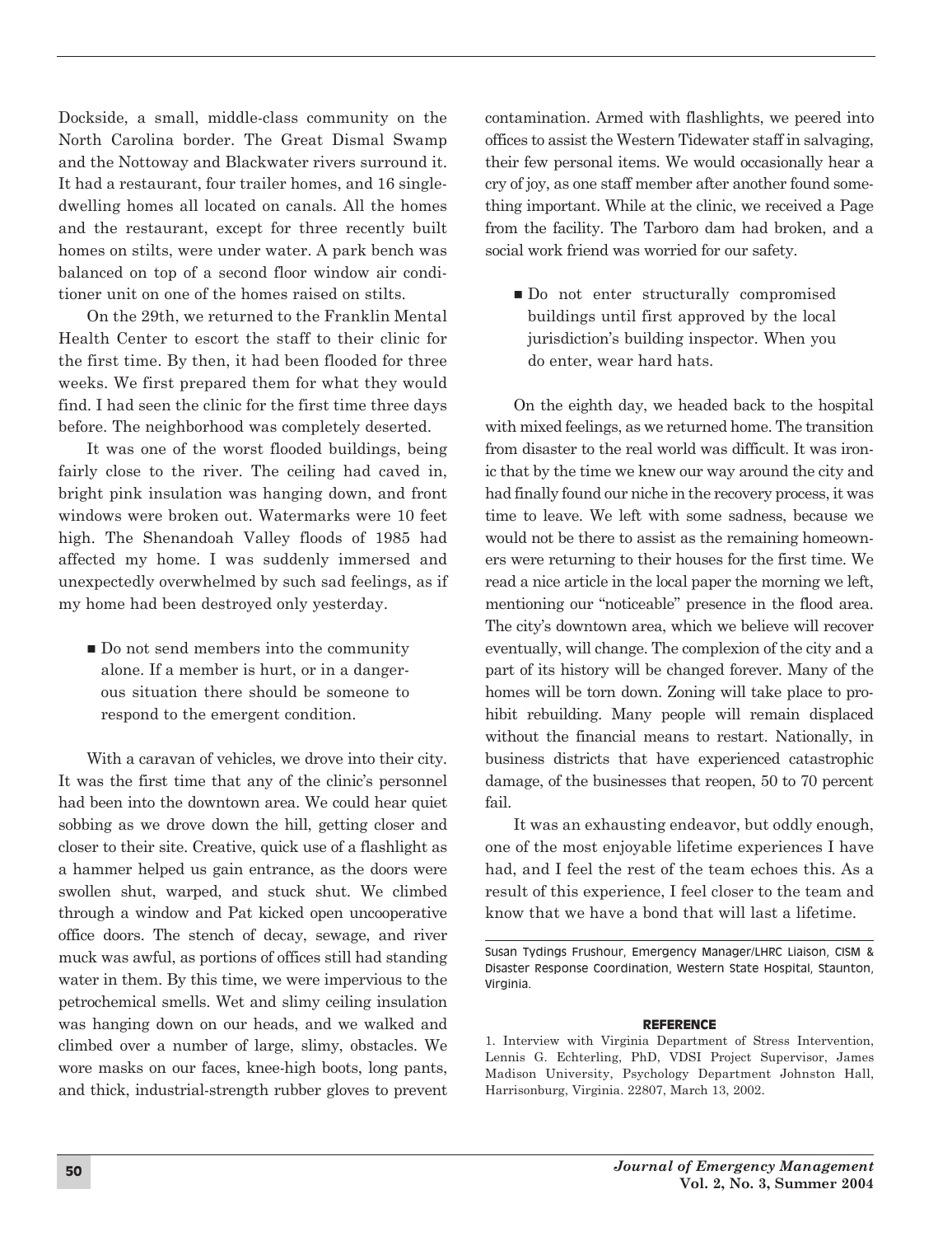Dockside, a small, middle-class community on the North Carolina border. The Great Dismal Swamp and the Nottoway and Blackwater rivers surround it. It had a restaurant, four trailer homes, and 16 single-dwelling homes all located on canals. All the homes and the restaurant, except for three recently built homes on stilts, were under water. A park bench was balanced on top of a second floor window air conditioner unit on one of the homes raised on stilts.

On the 29th, we returned to the Franklin Mental Health Center to escort the staff to their clinic for the first time. By then, it had been flooded for three weeks. We first prepared them for what they would find. I had seen the clinic for the first time three days before. The neighborhood was completely deserted.

It was one of the worst flooded buildings, being fairly close to the river. The ceiling had caved in, bright pink insulation was hanging down, and front windows were broken out. Watermarks were 10 feet high. The Shenandoah Valley floods of 1985 had affected my home. I was suddenly immersed and unexpectedly overwhelmed by such sad feelings, as if my home had been destroyed only yesterday.

- Do not send members into the community alone. If a member is hurt, or in a dangerous situation there should be someone to respond to the emergent condition.

With a caravan of vehicles, we drove into their city. It was the first time that any of the clinic's personnel had been into the downtown area. We could hear quiet sobbing as we drove down the hill, getting closer and closer to their site. Creative, quick use of a flashlight as a hammer helped us gain entrance, as the doors were swollen shut, warped, and stuck shut. We climbed through a window and Pat kicked open uncooperative office doors. The stench of decay, sewage, and river muck was awful, as portions of offices still had standing water in them. By this time, we were impervious to the petrochemical smells. Wet and slimy ceiling insulation was hanging down on our heads, and we walked and climbed over a number of large, slimy, obstacles. We wore masks on our faces, knee-high boots, long pants, and thick, industrial-strength rubber gloves to prevent contamination. Armed with flashlights, we peered into offices to assist the Western Tidewater staff in salvaging, their few personal items. We would occasionally hear a cry of joy, as one staff member after another found something important. While at the clinic, we received a Page from the facility. The Tarboro dam had broken, and a social work friend was worried for our safety.

- Do not enter structurally compromised buildings until first approved by the local jurisdiction's building inspector. When you do enter, wear hard hats.

On the eighth day, we headed back to the hospital with mixed feelings, as we returned home. The transition from disaster to the real world was difficult. It was ironic that by the time we knew our way around the city and had finally found our niche in the recovery process, it was time to leave. We left with some sadness, because we would not be there to assist as the remaining homeowners were returning to their houses for the first time. We read a nice article in the local paper the morning we left, mentioning our "noticeable" presence in the flood area. The city's downtown area, which we believe will recover eventually, will change. The complexion of the city and a part of its history will be changed forever. Many of the homes will be torn down. Zoning will take place to prohibit rebuilding. Many people will remain displaced without the financial means to restart. Nationally, in business districts that have experienced catastrophic damage, of the businesses that reopen, 50 to 70 percent fail.

It was an exhausting endeavor, but oddly enough, one of the most enjoyable lifetime experiences I have had, and I feel the rest of the team echoes this. As a result of this experience, I feel closer to the team and know that we have a bond that will last a lifetime.

---

Susan Tydings Frushour, Emergency Manager/LHRC Liaison, CISM & Disaster Response Coordination, Western State Hospital, Staunton, Virginia.

#### REFERENCE

1. Interview with Virginia Department of Stress Intervention, Lennis G. Echterling, PhD, VDSI Project Supervisor, James Madison University, Psychology Department Johnston Hall, Harrisonburg, Virginia. 22807, March 13, 2002.